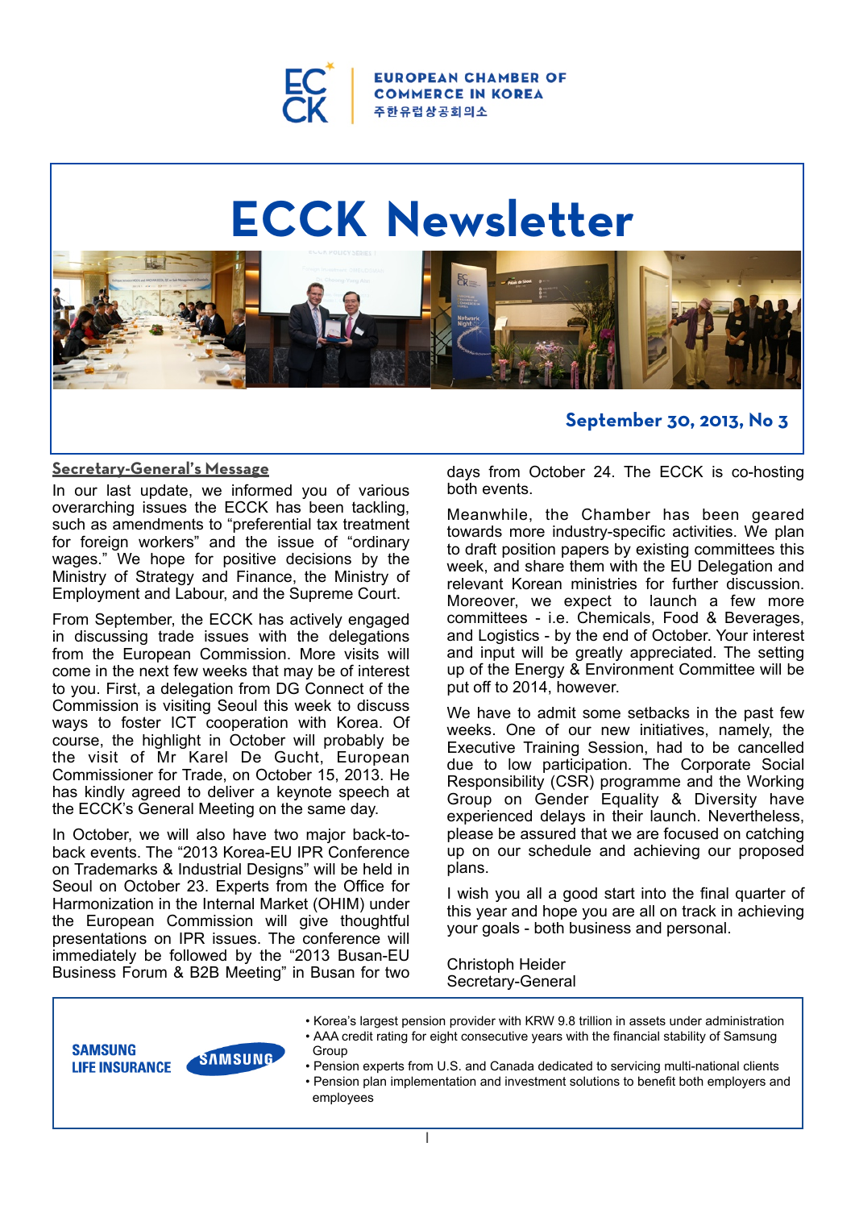EUROPEAN CHAMBER OF COMMERCE IN KOREA
주한유럽상공회의소

# ECCK Newsletter

**September 30, 2013, No 3**

## Secretary-General's Message

In our last update, we informed you of various overarching issues the ECCK has been tackling, such as amendments to "preferential tax treatment for foreign workers" and the issue of "ordinary wages." We hope for positive decisions by the Ministry of Strategy and Finance, the Ministry of Employment and Labour, and the Supreme Court.

From September, the ECCK has actively engaged in discussing trade issues with the delegations from the European Commission. More visits will come in the next few weeks that may be of interest to you. First, a delegation from DG Connect of the Commission is visiting Seoul this week to discuss ways to foster ICT cooperation with Korea. Of course, the highlight in October will probably be the visit of Mr Karel De Gucht, European Commissioner for Trade, on October 15, 2013. He has kindly agreed to deliver a keynote speech at the ECCK's General Meeting on the same day.

In October, we will also have two major back-to-back events. The "2013 Korea-EU IPR Conference on Trademarks & Industrial Designs" will be held in Seoul on October 23. Experts from the Office for Harmonization in the Internal Market (OHIM) under the European Commission will give thoughtful presentations on IPR issues. The conference will immediately be followed by the "2013 Busan-EU Business Forum & B2B Meeting" in Busan for two days from October 24. The ECCK is co-hosting both events.

Meanwhile, the Chamber has been geared towards more industry-specific activities. We plan to draft position papers by existing committees this week, and share them with the EU Delegation and relevant Korean ministries for further discussion. Moreover, we expect to launch a few more committees - i.e. Chemicals, Food & Beverages, and Logistics - by the end of October. Your interest and input will be greatly appreciated. The setting up of the Energy & Environment Committee will be put off to 2014, however.

We have to admit some setbacks in the past few weeks. One of our new initiatives, namely, the Executive Training Session, had to be cancelled due to low participation. The Corporate Social Responsibility (CSR) programme and the Working Group on Gender Equality & Diversity have experienced delays in their launch. Nevertheless, please be assured that we are focused on catching up on our schedule and achieving our proposed plans.

I wish you all a good start into the final quarter of this year and hope you are all on track in achieving your goals - both business and personal.

Christoph Heider
Secretary-General

---

**SAMSUNG LIFE INSURANCE**

- Korea's largest pension provider with KRW 9.8 trillion in assets under administration
- AAA credit rating for eight consecutive years with the financial stability of Samsung Group
- Pension experts from U.S. and Canada dedicated to servicing multi-national clients
- Pension plan implementation and investment solutions to benefit both employers and employees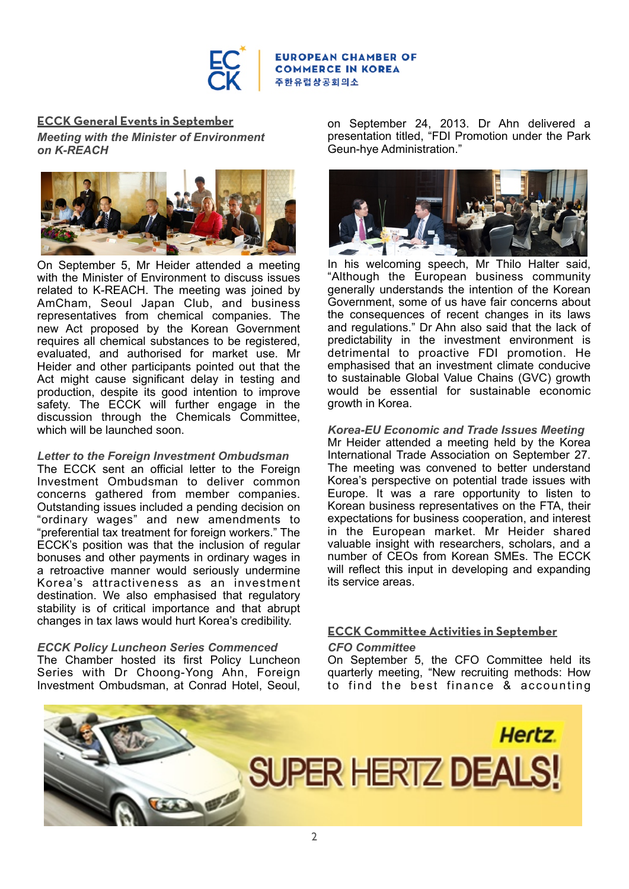## ECCK General Events in September

### *Meeting with the Minister of Environment on K-REACH*

On September 5, Mr Heider attended a meeting with the Minister of Environment to discuss issues related to K-REACH. The meeting was joined by AmCham, Seoul Japan Club, and business representatives from chemical companies. The new Act proposed by the Korean Government requires all chemical substances to be registered, evaluated, and authorised for market use. Mr Heider and other participants pointed out that the Act might cause significant delay in testing and production, despite its good intention to improve safety. The ECCK will further engage in the discussion through the Chemicals Committee, which will be launched soon.

### *Letter to the Foreign Investment Ombudsman*

The ECCK sent an official letter to the Foreign Investment Ombudsman to deliver common concerns gathered from member companies. Outstanding issues included a pending decision on "ordinary wages" and new amendments to "preferential tax treatment for foreign workers." The ECCK's position was that the inclusion of regular bonuses and other payments in ordinary wages in a retroactive manner would seriously undermine Korea's attractiveness as an investment destination. We also emphasised that regulatory stability is of critical importance and that abrupt changes in tax laws would hurt Korea's credibility.

### *ECCK Policy Luncheon Series Commenced*

The Chamber hosted its first Policy Luncheon Series with Dr Choong-Yong Ahn, Foreign Investment Ombudsman, at Conrad Hotel, Seoul, on September 24, 2013. Dr Ahn delivered a presentation titled, "FDI Promotion under the Park Geun-hye Administration."

In his welcoming speech, Mr Thilo Halter said, "Although the European business community generally understands the intention of the Korean Government, some of us have fair concerns about the consequences of recent changes in its laws and regulations." Dr Ahn also said that the lack of predictability in the investment environment is detrimental to proactive FDI promotion. He emphasised that an investment climate conducive to sustainable Global Value Chains (GVC) growth would be essential for sustainable economic growth in Korea.

### *Korea-EU Economic and Trade Issues Meeting*

Mr Heider attended a meeting held by the Korea International Trade Association on September 27. The meeting was convened to better understand Korea's perspective on potential trade issues with Europe. It was a rare opportunity to listen to Korean business representatives on the FTA, their expectations for business cooperation, and interest in the European market. Mr Heider shared valuable insight with researchers, scholars, and a number of CEOs from Korean SMEs. The ECCK will reflect this input in developing and expanding its service areas.

## ECCK Committee Activities in September

### *CFO Committee*

On September 5, the CFO Committee held its quarterly meeting, "New recruiting methods: How to find the best finance & accounting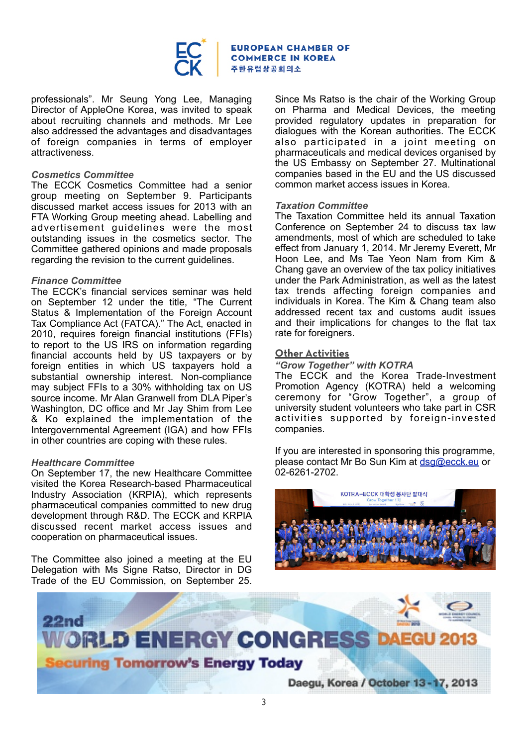professionals". Mr Seung Yong Lee, Managing Director of AppleOne Korea, was invited to speak about recruiting channels and methods. Mr Lee also addressed the advantages and disadvantages of foreign companies in terms of employer attractiveness.

### *Cosmetics Committee*

The ECCK Cosmetics Committee had a senior group meeting on September 9. Participants discussed market access issues for 2013 with an FTA Working Group meeting ahead. Labelling and advertisement guidelines were the most outstanding issues in the cosmetics sector. The Committee gathered opinions and made proposals regarding the revision to the current guidelines.

### *Finance Committee*

The ECCK's financial services seminar was held on September 12 under the title, "The Current Status & Implementation of the Foreign Account Tax Compliance Act (FATCA)." The Act, enacted in 2010, requires foreign financial institutions (FFIs) to report to the US IRS on information regarding financial accounts held by US taxpayers or by foreign entities in which US taxpayers hold a substantial ownership interest. Non-compliance may subject FFIs to a 30% withholding tax on US source income. Mr Alan Granwell from DLA Piper's Washington, DC office and Mr Jay Shim from Lee & Ko explained the implementation of the Intergovernmental Agreement (IGA) and how FFIs in other countries are coping with these rules.

### *Healthcare Committee*

On September 17, the new Healthcare Committee visited the Korea Research-based Pharmaceutical Industry Association (KRPIA), which represents pharmaceutical companies committed to new drug development through R&D. The ECCK and KRPIA discussed recent market access issues and cooperation on pharmaceutical issues.

The Committee also joined a meeting at the EU Delegation with Ms Signe Ratso, Director in DG Trade of the EU Commission, on September 25. Since Ms Ratso is the chair of the Working Group on Pharma and Medical Devices, the meeting provided regulatory updates in preparation for dialogues with the Korean authorities. The ECCK also participated in a joint meeting on pharmaceuticals and medical devices organised by the US Embassy on September 27. Multinational companies based in the EU and the US discussed common market access issues in Korea.

### *Taxation Committee*

The Taxation Committee held its annual Taxation Conference on September 24 to discuss tax law amendments, most of which are scheduled to take effect from January 1, 2014. Mr Jeremy Everett, Mr Hoon Lee, and Ms Tae Yeon Nam from Kim & Chang gave an overview of the tax policy initiatives under the Park Administration, as well as the latest tax trends affecting foreign companies and individuals in Korea. The Kim & Chang team also addressed recent tax and customs audit issues and their implications for changes to the flat tax rate for foreigners.

## Other Activities

### *"Grow Together" with KOTRA*

The ECCK and the Korea Trade-Investment Promotion Agency (KOTRA) held a welcoming ceremony for "Grow Together", a group of university student volunteers who take part in CSR activities supported by foreign-invested companies.

If you are interested in sponsoring this programme, please contact Mr Bo Sun Kim at dsg@ecck.eu or 02-6261-2702.

22nd WORLD ENERGY CONGRESS DAEGU 2013

Securing Tomorrow's Energy Today

Daegu, Korea / October 13 - 17, 2013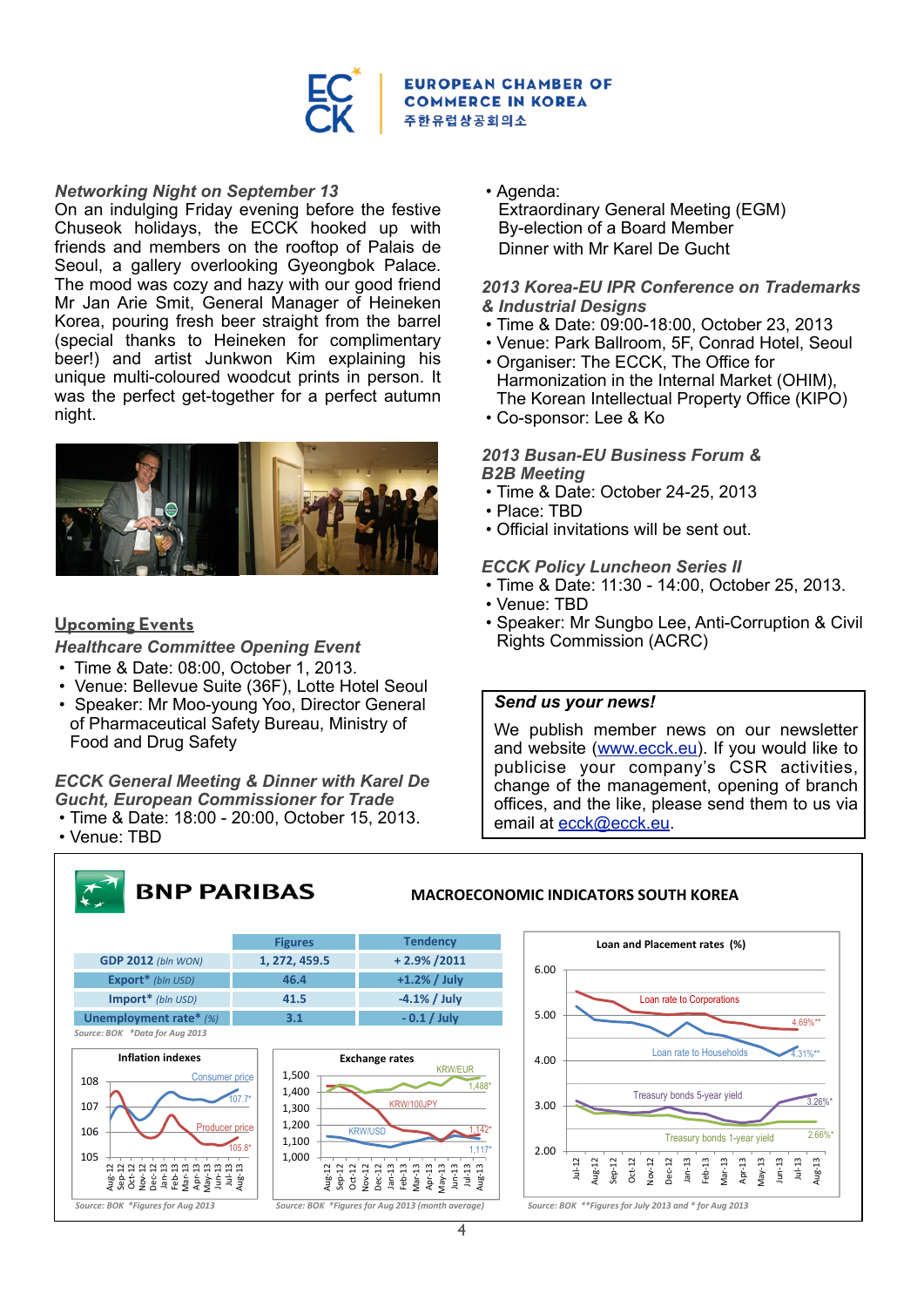EUROPEAN CHAMBER OF COMMERCE IN KOREA
주한유럽상공회의소

### *Networking Night on September 13*

On an indulging Friday evening before the festive Chuseok holidays, the ECCK hooked up with friends and members on the rooftop of Palais de Seoul, a gallery overlooking Gyeongbok Palace. The mood was cozy and hazy with our good friend Mr Jan Arie Smit, General Manager of Heineken Korea, pouring fresh beer straight from the barrel (special thanks to Heineken for complimentary beer!) and artist Junkwon Kim explaining his unique multi-coloured woodcut prints in person. It was the perfect get-together for a perfect autumn night.

## Upcoming Events

### *Healthcare Committee Opening Event*

- Time & Date: 08:00, October 1, 2013.
- Venue: Bellevue Suite (36F), Lotte Hotel Seoul
- Speaker: Mr Moo-young Yoo, Director General of Pharmaceutical Safety Bureau, Ministry of Food and Drug Safety

### *ECCK General Meeting & Dinner with Karel De Gucht, European Commissioner for Trade*

- Time & Date: 18:00 - 20:00, October 15, 2013.
- Venue: TBD
- Agenda:
  Extraordinary General Meeting (EGM)
  By-election of a Board Member
  Dinner with Mr Karel De Gucht

### *2013 Korea-EU IPR Conference on Trademarks & Industrial Designs*

- Time & Date: 09:00-18:00, October 23, 2013
- Venue: Park Ballroom, 5F, Conrad Hotel, Seoul
- Organiser: The ECCK, The Office for Harmonization in the Internal Market (OHIM), The Korean Intellectual Property Office (KIPO)
- Co-sponsor: Lee & Ko

### *2013 Busan-EU Business Forum & B2B Meeting*

- Time & Date: October 24-25, 2013
- Place: TBD
- Official invitations will be sent out.

### *ECCK Policy Luncheon Series II*

- Time & Date: 11:30 - 14:00, October 25, 2013.
- Venue: TBD
- Speaker: Mr Sungbo Lee, Anti-Corruption & Civil Rights Commission (ACRC)

### *Send us your news!*

We publish member news on our newsletter and website (www.ecck.eu). If you would like to publicise your company's CSR activities, change of the management, opening of branch offices, and the like, please send them to us via email at ecck@ecck.eu.

---

## BNP PARIBAS — MACROECONOMIC INDICATORS SOUTH KOREA

| | Figures | Tendency |
|---|---|---|
| GDP 2012 *(bln WON)* | 1, 272, 459.5 | + 2.9% /2011 |
| Export* *(bln USD)* | 46.4 | +1.2% / July |
| Import* *(bln USD)* | 41.5 | -4.1% / July |
| Unemployment rate* *(%)* | 3.1 | - 0.1 / July |

*Source: BOK \*Data for Aug 2013*

**Inflation indexes**

108
107
106
105
Consumer price
107.7*
Producer price
105.8*
Aug-12 Sep-12 Oct-12 Nov-12 Dec-12 Jan-13 Feb-13 Mar-13 Apr-13 May-13 Jun-13 Jul-13 Aug-13

*Source: BOK \*Figures for Aug 2013*

**Exchange rates**

1,500
1,400
1,300
1,200
1,100
1,000
KRW/EUR
1,488*
KRW/100JPY
KRW/USD
1,142*
1,117*
Aug-12 Sep-12 Oct-12 Nov-12 Dec-12 Jan-13 Feb-13 Mar-13 Apr-13 May-13 Jun-13 Jul-13 Aug-13

*Source: BOK \*Figures for Aug 2013 (month average)*

**Loan and Placement rates (%)**

6.00
5.00
4.00
3.00
2.00
Loan rate to Corporations
4.69%**
Loan rate to Households
4.31%**
Treasury bonds 5-year yield
3.26%*
Treasury bonds 1-year yield
2.66%*
Jul-12 Aug-12 Sep-12 Oct-12 Nov-12 Dec-12 Jan-13 Feb-13 Mar-13 Apr-13 May-13 Jun-13 Jul-13 Aug-13

*Source: BOK \*\*Figures for July 2013 and \* for Aug 2013*